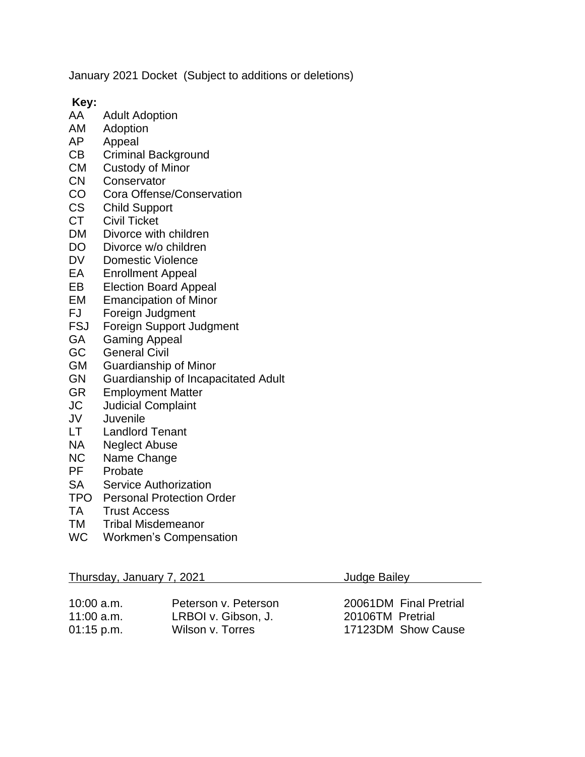January 2021 Docket (Subject to additions or deletions)

**Key:**

| | |
|---|---|
| AA | Adult Adoption |
| AM | Adoption |
| AP | Appeal |
| CB | Criminal Background |
| CM | Custody of Minor |
| CN | Conservator |
| CO | Cora Offense/Conservation |
| CS | Child Support |
| CT | Civil Ticket |
| DM | Divorce with children |
| DO | Divorce w/o children |
| DV | Domestic Violence |
| EA | Enrollment Appeal |
| EB | Election Board Appeal |
| EM | Emancipation of Minor |
| FJ | Foreign Judgment |
| FSJ | Foreign Support Judgment |
| GA | Gaming Appeal |
| GC | General Civil |
| GM | Guardianship of Minor |
| GN | Guardianship of Incapacitated Adult |
| GR | Employment Matter |
| JC | Judicial Complaint |
| JV | Juvenile |
| LT | Landlord Tenant |
| NA | Neglect Abuse |
| NC | Name Change |
| PF | Probate |
| SA | Service Authorization |
| TPO | Personal Protection Order |
| TA | Trust Access |
| TM | Tribal Misdemeanor |
| WC | Workmen's Compensation |

| Thursday, January 7, 2021 | | Judge Bailey |
|---|---|---|
| 10:00 a.m. | Peterson v. Peterson | 20061DM Final Pretrial |
| 11:00 a.m. | LRBOI v. Gibson, J. | 20106TM Pretrial |
| 01:15 p.m. | Wilson v. Torres | 17123DM Show Cause |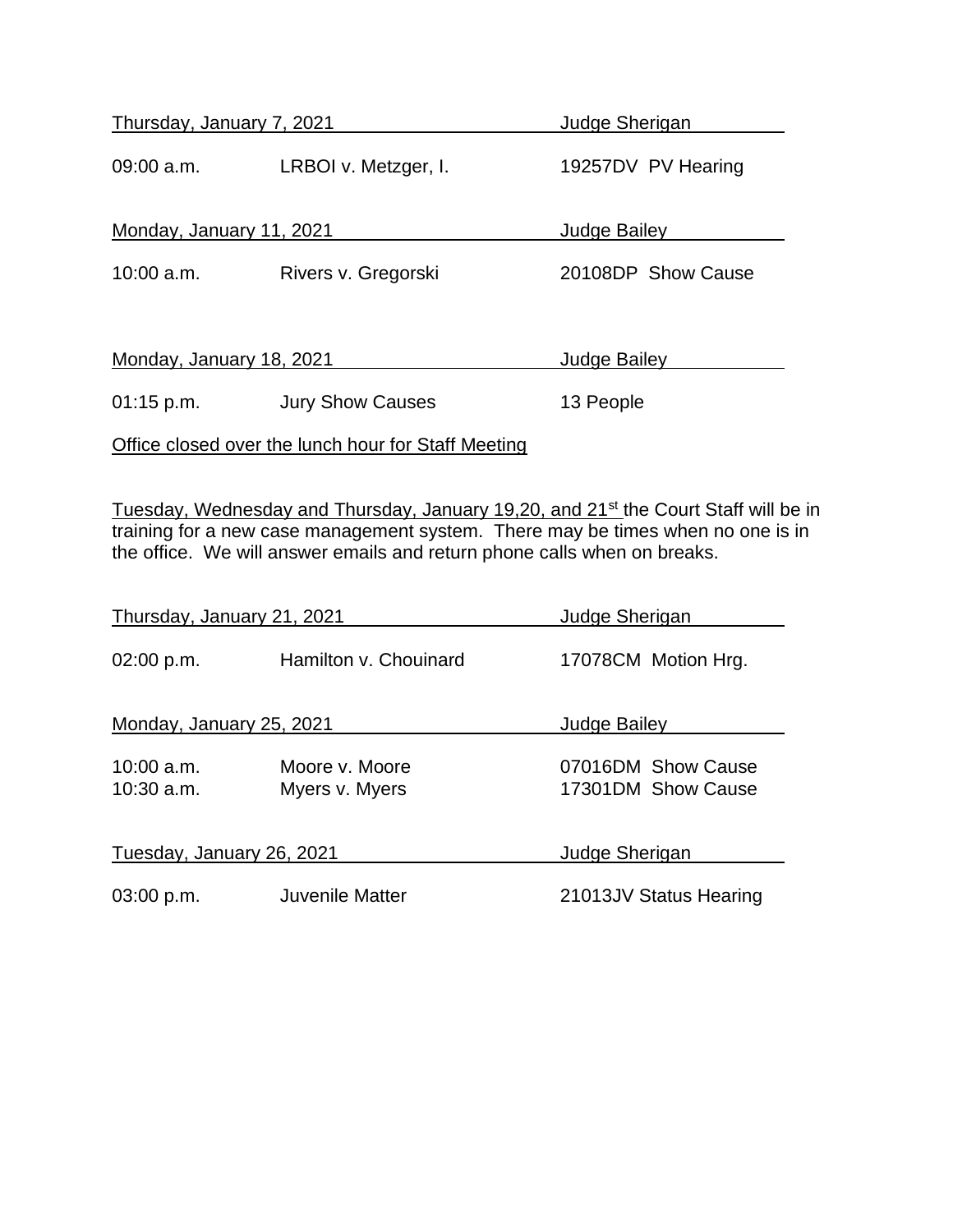| Thursday, January 7, 2021 | | Judge Sherigan |
|---|---|---|
| 09:00 a.m. | LRBOI v. Metzger, I. | 19257DV PV Hearing |

| Monday, January 11, 2021 | | Judge Bailey |
|---|---|---|
| 10:00 a.m. | Rivers v. Gregorski | 20108DP Show Cause |

| Monday, January 18, 2021 | | Judge Bailey |
|---|---|---|
| 01:15 p.m. | Jury Show Causes | 13 People |

Office closed over the lunch hour for Staff Meeting

Tuesday, Wednesday and Thursday, January 19,20, and 21st the Court Staff will be in training for a new case management system. There may be times when no one is in the office. We will answer emails and return phone calls when on breaks.

| Thursday, January 21, 2021 | | Judge Sherigan |
|---|---|---|
| 02:00 p.m. | Hamilton v. Chouinard | 17078CM Motion Hrg. |

| Monday, January 25, 2021 | | Judge Bailey |
|---|---|---|
| 10:00 a.m. | Moore v. Moore | 07016DM Show Cause |
| 10:30 a.m. | Myers v. Myers | 17301DM Show Cause |

| Tuesday, January 26, 2021 | | Judge Sherigan |
|---|---|---|
| 03:00 p.m. | Juvenile Matter | 21013JV Status Hearing |